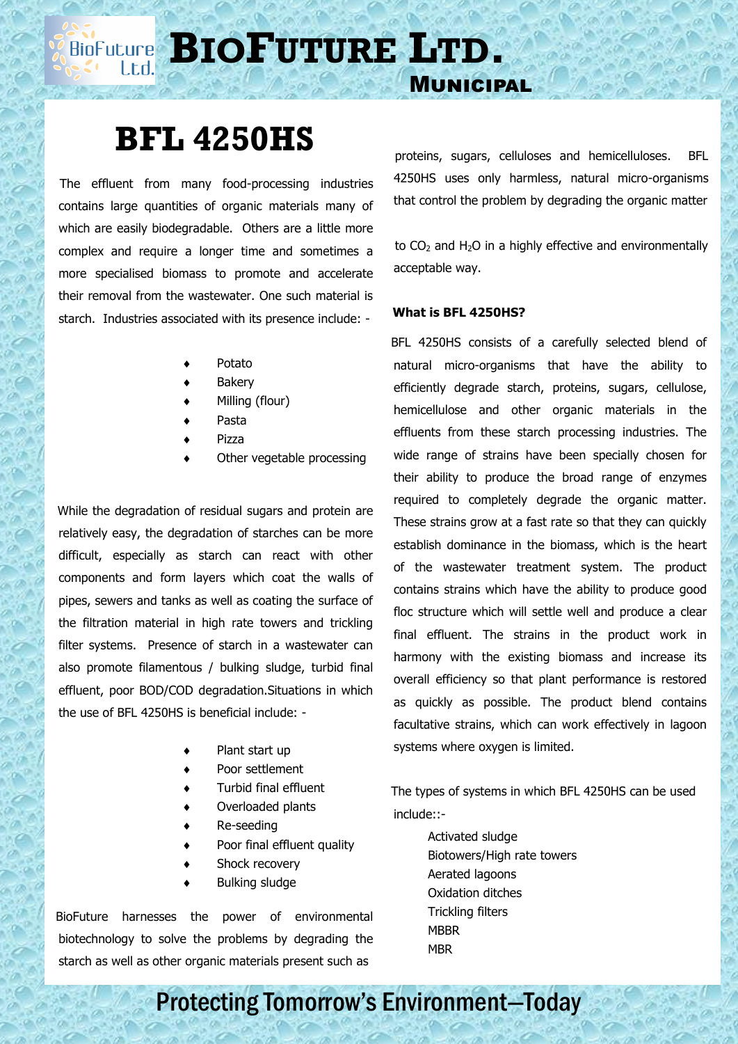# BioFuture Ltd.

**Municipal**

## BFL 4250HS

The effluent from many food-processing industries contains large quantities of organic materials many of which are easily biodegradable. Others are a little more complex and require a longer time and sometimes a more specialised biomass to promote and accelerate their removal from the wastewater. One such material is starch. Industries associated with its presence include: -

- Potato
- Bakery
- Milling (flour)
- Pasta
- Pizza
- Other vegetable processing

While the degradation of residual sugars and protein are relatively easy, the degradation of starches can be more difficult, especially as starch can react with other components and form layers which coat the walls of pipes, sewers and tanks as well as coating the surface of the filtration material in high rate towers and trickling filter systems. Presence of starch in a wastewater can also promote filamentous / bulking sludge, turbid final effluent, poor BOD/COD degradation.Situations in which the use of BFL 4250HS is beneficial include: -

- Plant start up
- Poor settlement
- Turbid final effluent
- Overloaded plants
- Re-seeding
- Poor final effluent quality
- Shock recovery
- Bulking sludge

BioFuture harnesses the power of environmental biotechnology to solve the problems by degrading the starch as well as other organic materials present such as proteins, sugars, celluloses and hemicelluloses. BFL 4250HS uses only harmless, natural micro-organisms that control the problem by degrading the organic matter to $CO_2$ and $H_2O$ in a highly effective and environmentally acceptable way.

**What is BFL 4250HS?**

BFL 4250HS consists of a carefully selected blend of natural micro-organisms that have the ability to efficiently degrade starch, proteins, sugars, cellulose, hemicellulose and other organic materials in the effluents from these starch processing industries. The wide range of strains have been specially chosen for their ability to produce the broad range of enzymes required to completely degrade the organic matter. These strains grow at a fast rate so that they can quickly establish dominance in the biomass, which is the heart of the wastewater treatment system. The product contains strains which have the ability to produce good floc structure which will settle well and produce a clear final effluent. The strains in the product work in harmony with the existing biomass and increase its overall efficiency so that plant performance is restored as quickly as possible. The product blend contains facultative strains, which can work effectively in lagoon systems where oxygen is limited.

The types of systems in which BFL 4250HS can be used include::-

Activated sludge
Biotowers/High rate towers
Aerated lagoons
Oxidation ditches
Trickling filters
MBBR
MBR

Protecting Tomorrow's Environment—Today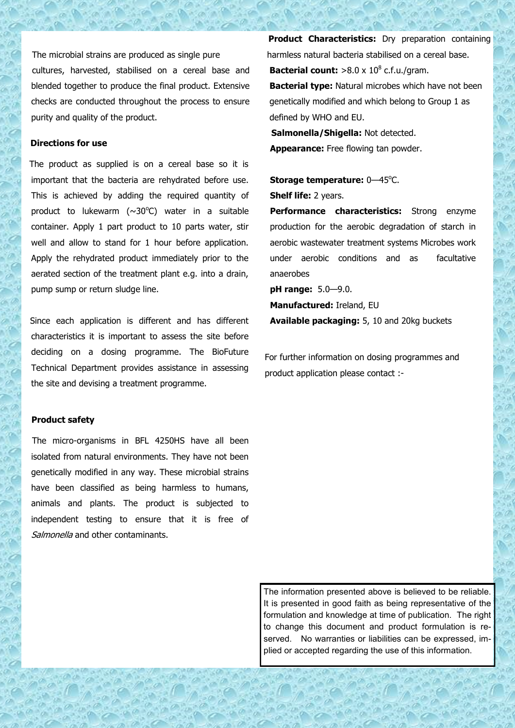The microbial strains are produced as single pure cultures, harvested, stabilised on a cereal base and blended together to produce the final product. Extensive checks are conducted throughout the process to ensure purity and quality of the product.

### Directions for use

The product as supplied is on a cereal base so it is important that the bacteria are rehydrated before use. This is achieved by adding the required quantity of product to lukewarm (~30°C) water in a suitable container. Apply 1 part product to 10 parts water, stir well and allow to stand for 1 hour before application. Apply the rehydrated product immediately prior to the aerated section of the treatment plant e.g. into a drain, pump sump or return sludge line.

Since each application is different and has different characteristics it is important to assess the site before deciding on a dosing programme. The BioFuture Technical Department provides assistance in assessing the site and devising a treatment programme.

### Product safety

The micro-organisms in BFL 4250HS have all been isolated from natural environments. They have not been genetically modified in any way. These microbial strains have been classified as being harmless to humans, animals and plants. The product is subjected to independent testing to ensure that it is free of *Salmonella* and other contaminants.

**Product Characteristics:** Dry preparation containing harmless natural bacteria stabilised on a cereal base.

**Bacterial count:** >$8.0 \times 10^8$ c.f.u./gram.

**Bacterial type:** Natural microbes which have not been genetically modified and which belong to Group 1 as defined by WHO and EU.

**Salmonella/Shigella:** Not detected.

**Appearance:** Free flowing tan powder.

**Storage temperature:** 0—45°C.

**Shelf life:** 2 years.

**Performance characteristics:** Strong enzyme production for the aerobic degradation of starch in aerobic wastewater treatment systems Microbes work under aerobic conditions and as facultative anaerobes

**pH range:** 5.0—9.0.

**Manufactured:** Ireland, EU

**Available packaging:** 5, 10 and 20kg buckets

For further information on dosing programmes and product application please contact :-

The information presented above is believed to be reliable. It is presented in good faith as being representative of the formulation and knowledge at time of publication. The right to change this document and product formulation is reserved. No warranties or liabilities can be expressed, implied or accepted regarding the use of this information.